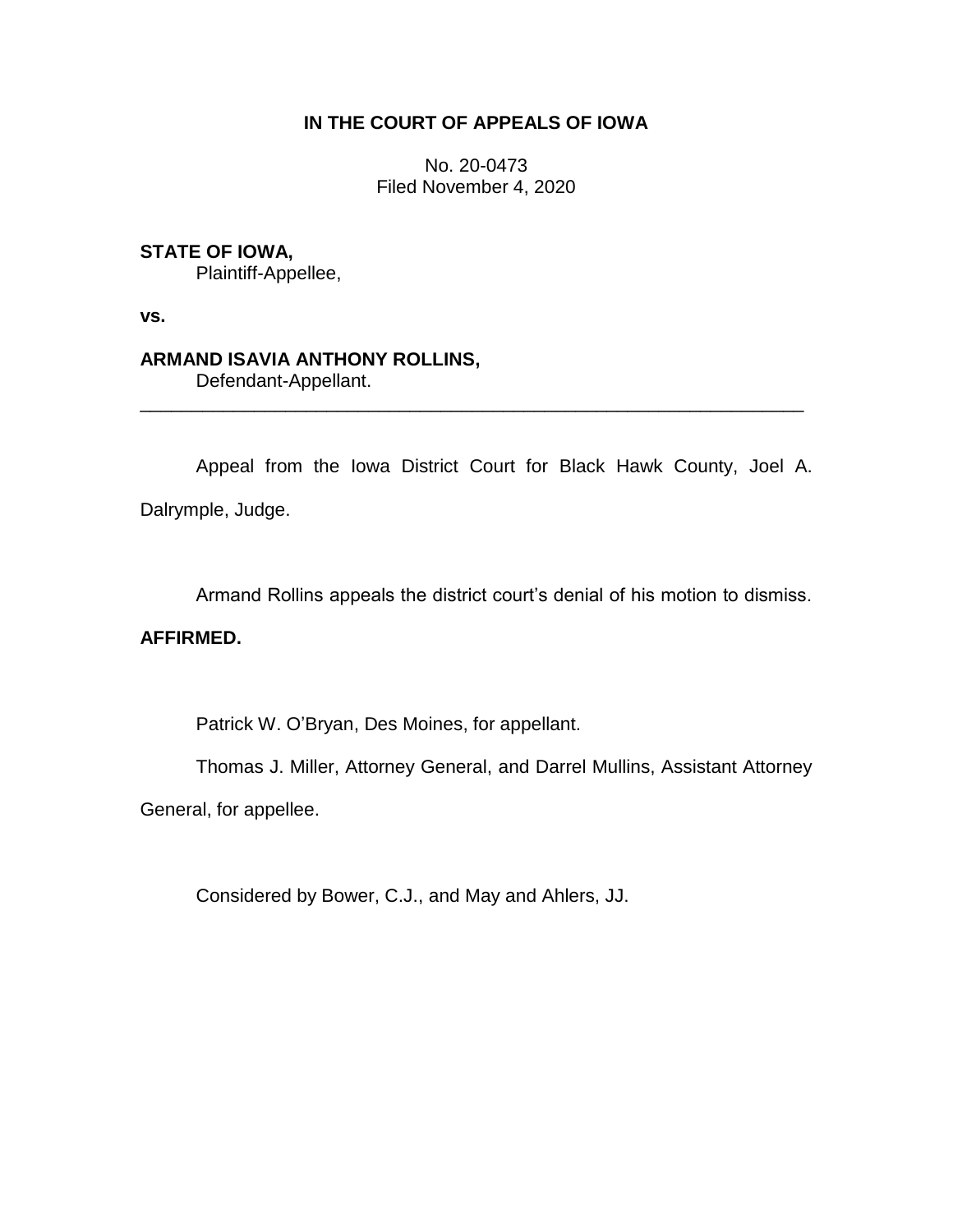# IN THE COURT OF APPEALS OF IOWA

No. 20-0473
Filed November 4, 2020

**STATE OF IOWA,**
Plaintiff-Appellee,

**vs.**

**ARMAND ISAVIA ANTHONY ROLLINS,**
Defendant-Appellant.

---

Appeal from the Iowa District Court for Black Hawk County, Joel A. Dalrymple, Judge.

Armand Rollins appeals the district court's denial of his motion to dismiss.

**AFFIRMED.**

Patrick W. O'Bryan, Des Moines, for appellant.

Thomas J. Miller, Attorney General, and Darrel Mullins, Assistant Attorney General, for appellee.

Considered by Bower, C.J., and May and Ahlers, JJ.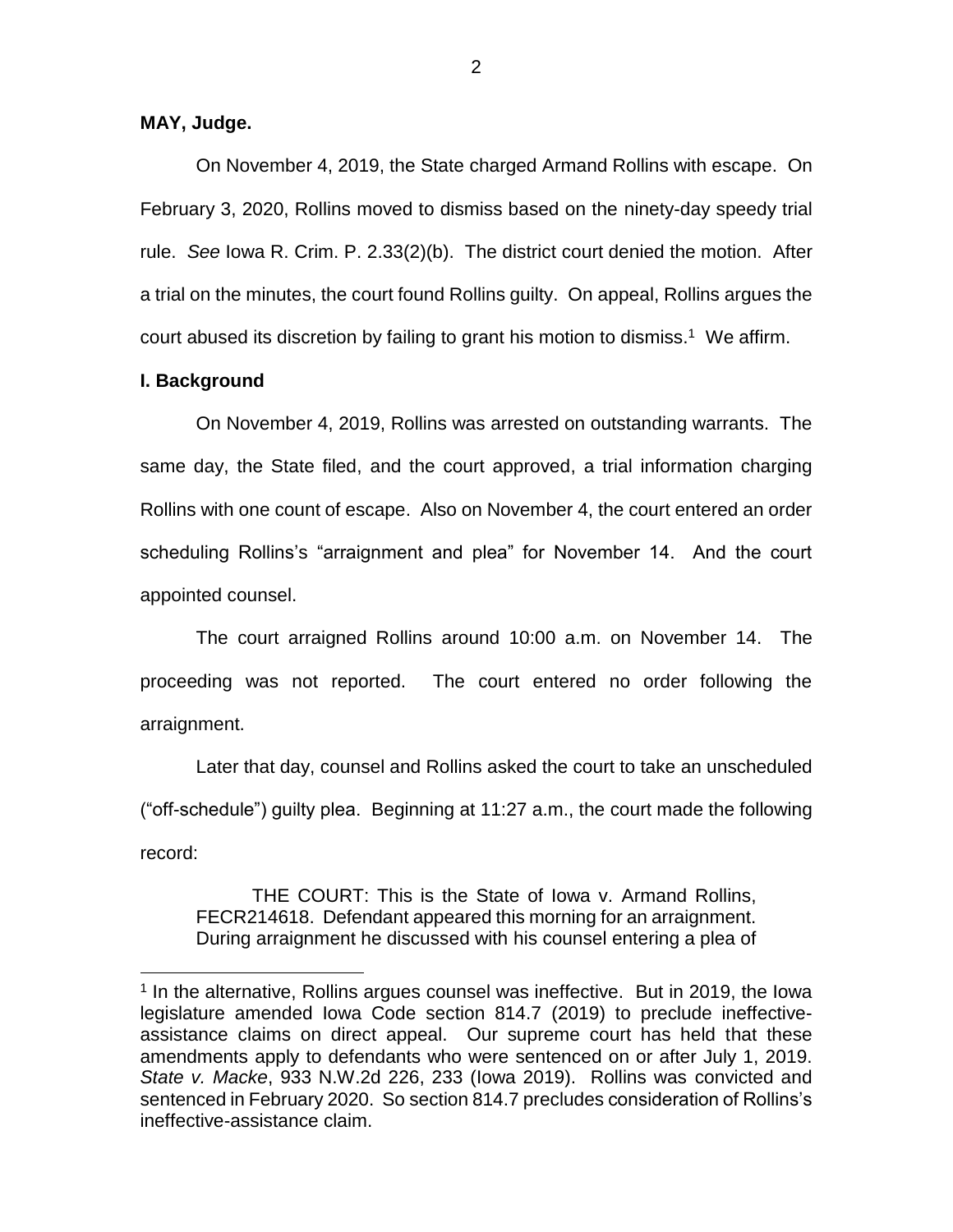**MAY, Judge.**

On November 4, 2019, the State charged Armand Rollins with escape. On February 3, 2020, Rollins moved to dismiss based on the ninety-day speedy trial rule. *See* Iowa R. Crim. P. 2.33(2)(b). The district court denied the motion. After a trial on the minutes, the court found Rollins guilty. On appeal, Rollins argues the court abused its discretion by failing to grant his motion to dismiss.[1] We affirm.

**I. Background**

On November 4, 2019, Rollins was arrested on outstanding warrants. The same day, the State filed, and the court approved, a trial information charging Rollins with one count of escape. Also on November 4, the court entered an order scheduling Rollins's "arraignment and plea" for November 14. And the court appointed counsel.

The court arraigned Rollins around 10:00 a.m. on November 14. The proceeding was not reported. The court entered no order following the arraignment.

Later that day, counsel and Rollins asked the court to take an unscheduled ("off-schedule") guilty plea. Beginning at 11:27 a.m., the court made the following record:

> THE COURT: This is the State of Iowa v. Armand Rollins, FECR214618. Defendant appeared this morning for an arraignment. During arraignment he discussed with his counsel entering a plea of

[1] In the alternative, Rollins argues counsel was ineffective. But in 2019, the Iowa legislature amended Iowa Code section 814.7 (2019) to preclude ineffective-assistance claims on direct appeal. Our supreme court has held that these amendments apply to defendants who were sentenced on or after July 1, 2019. *State v. Macke*, 933 N.W.2d 226, 233 (Iowa 2019). Rollins was convicted and sentenced in February 2020. So section 814.7 precludes consideration of Rollins's ineffective-assistance claim.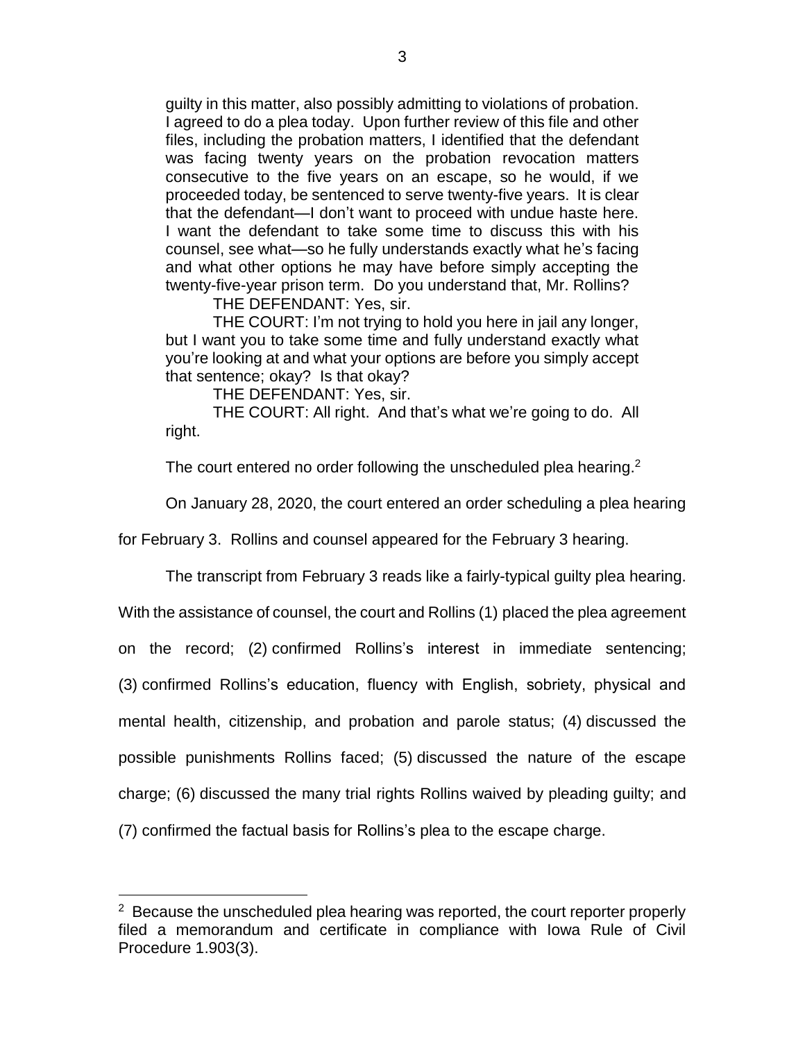guilty in this matter, also possibly admitting to violations of probation. I agreed to do a plea today. Upon further review of this file and other files, including the probation matters, I identified that the defendant was facing twenty years on the probation revocation matters consecutive to the five years on an escape, so he would, if we proceeded today, be sentenced to serve twenty-five years. It is clear that the defendant—I don't want to proceed with undue haste here. I want the defendant to take some time to discuss this with his counsel, see what—so he fully understands exactly what he's facing and what other options he may have before simply accepting the twenty-five-year prison term. Do you understand that, Mr. Rollins?

THE DEFENDANT: Yes, sir.

THE COURT: I'm not trying to hold you here in jail any longer, but I want you to take some time and fully understand exactly what you're looking at and what your options are before you simply accept that sentence; okay? Is that okay?

THE DEFENDANT: Yes, sir.

THE COURT: All right. And that's what we're going to do. All right.

The court entered no order following the unscheduled plea hearing.[2]

On January 28, 2020, the court entered an order scheduling a plea hearing for February 3. Rollins and counsel appeared for the February 3 hearing.

The transcript from February 3 reads like a fairly-typical guilty plea hearing. With the assistance of counsel, the court and Rollins (1) placed the plea agreement on the record; (2) confirmed Rollins's interest in immediate sentencing; (3) confirmed Rollins's education, fluency with English, sobriety, physical and mental health, citizenship, and probation and parole status; (4) discussed the possible punishments Rollins faced; (5) discussed the nature of the escape charge; (6) discussed the many trial rights Rollins waived by pleading guilty; and (7) confirmed the factual basis for Rollins's plea to the escape charge.

[2] Because the unscheduled plea hearing was reported, the court reporter properly filed a memorandum and certificate in compliance with Iowa Rule of Civil Procedure 1.903(3).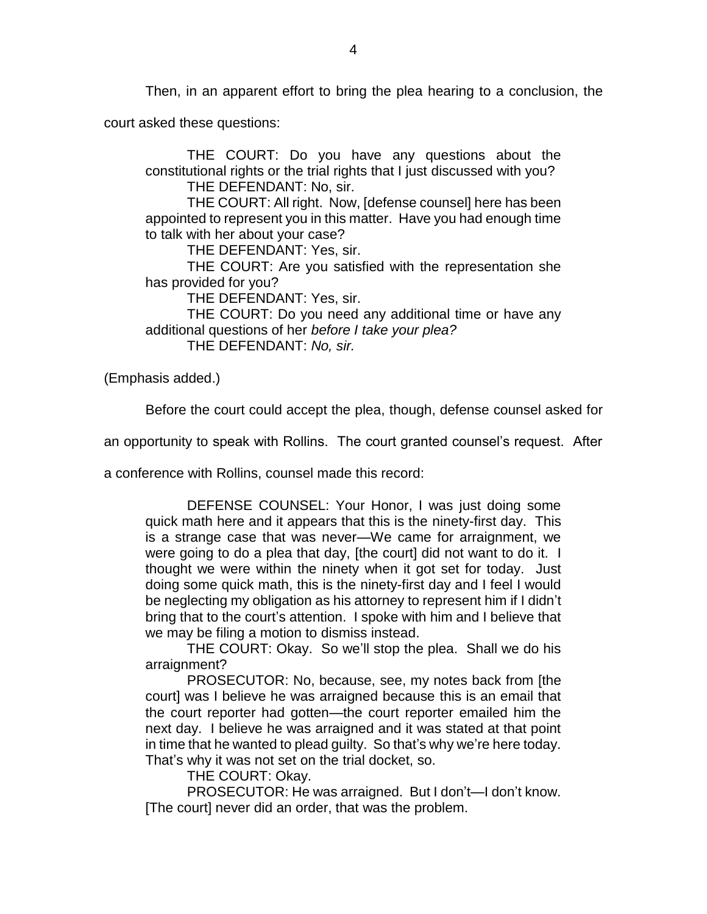Then, in an apparent effort to bring the plea hearing to a conclusion, the court asked these questions:

> THE COURT: Do you have any questions about the constitutional rights or the trial rights that I just discussed with you?
>
> THE DEFENDANT: No, sir.
>
> THE COURT: All right. Now, [defense counsel] here has been appointed to represent you in this matter. Have you had enough time to talk with her about your case?
>
> THE DEFENDANT: Yes, sir.
>
> THE COURT: Are you satisfied with the representation she has provided for you?
>
> THE DEFENDANT: Yes, sir.
>
> THE COURT: Do you need any additional time or have any additional questions of her *before I take your plea?*
>
> THE DEFENDANT: *No, sir.*

(Emphasis added.)

Before the court could accept the plea, though, defense counsel asked for an opportunity to speak with Rollins. The court granted counsel's request. After a conference with Rollins, counsel made this record:

> DEFENSE COUNSEL: Your Honor, I was just doing some quick math here and it appears that this is the ninety-first day. This is a strange case that was never—We came for arraignment, we were going to do a plea that day, [the court] did not want to do it. I thought we were within the ninety when it got set for today. Just doing some quick math, this is the ninety-first day and I feel I would be neglecting my obligation as his attorney to represent him if I didn't bring that to the court's attention. I spoke with him and I believe that we may be filing a motion to dismiss instead.
>
> THE COURT: Okay. So we'll stop the plea. Shall we do his arraignment?
>
> PROSECUTOR: No, because, see, my notes back from [the court] was I believe he was arraigned because this is an email that the court reporter had gotten—the court reporter emailed him the next day. I believe he was arraigned and it was stated at that point in time that he wanted to plead guilty. So that's why we're here today. That's why it was not set on the trial docket, so.
>
> THE COURT: Okay.
>
> PROSECUTOR: He was arraigned. But I don't—I don't know. [The court] never did an order, that was the problem.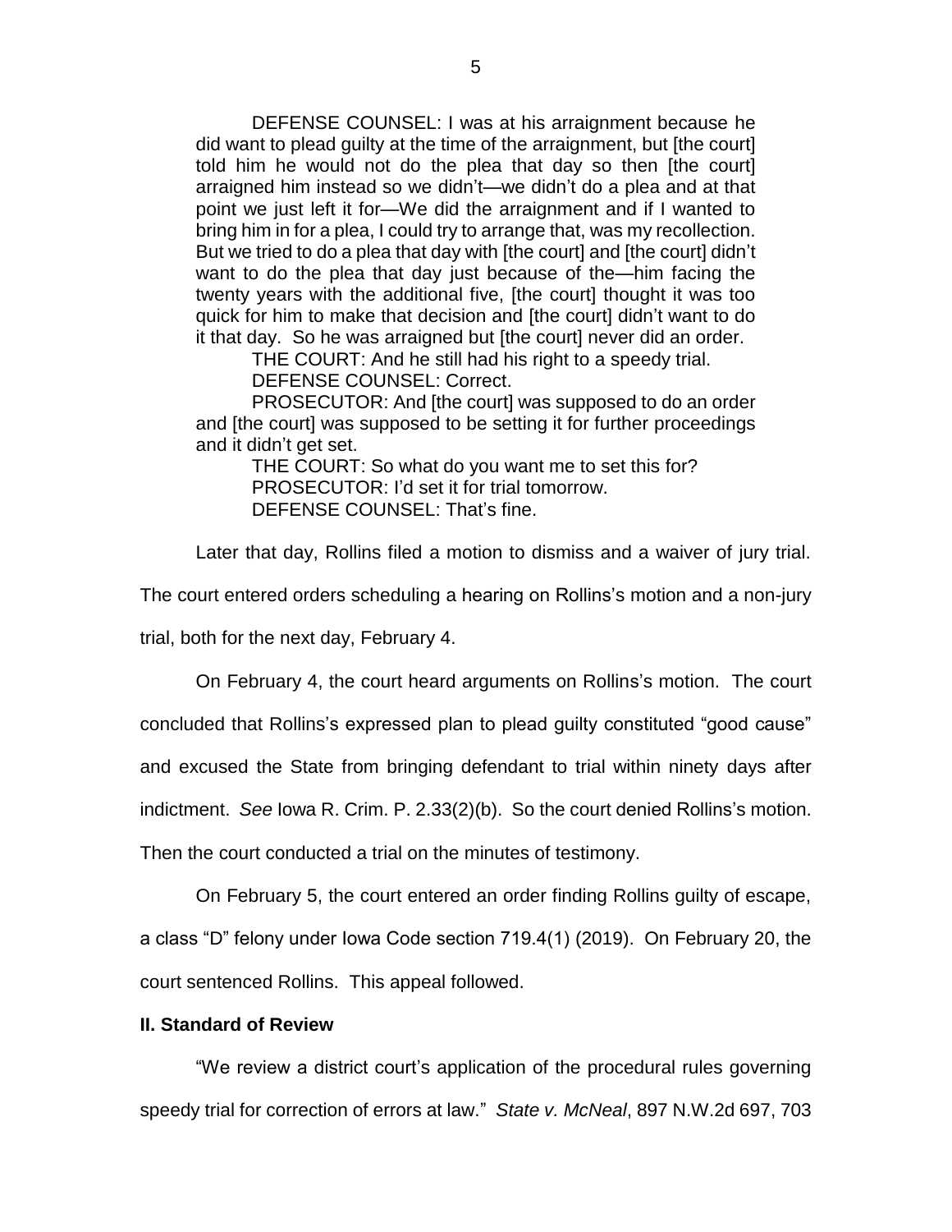> DEFENSE COUNSEL: I was at his arraignment because he did want to plead guilty at the time of the arraignment, but [the court] told him he would not do the plea that day so then [the court] arraigned him instead so we didn't—we didn't do a plea and at that point we just left it for—We did the arraignment and if I wanted to bring him in for a plea, I could try to arrange that, was my recollection. But we tried to do a plea that day with [the court] and [the court] didn't want to do the plea that day just because of the—him facing the twenty years with the additional five, [the court] thought it was too quick for him to make that decision and [the court] didn't want to do it that day. So he was arraigned but [the court] never did an order.
>
> THE COURT: And he still had his right to a speedy trial.
>
> DEFENSE COUNSEL: Correct.
>
> PROSECUTOR: And [the court] was supposed to do an order and [the court] was supposed to be setting it for further proceedings and it didn't get set.
>
> THE COURT: So what do you want me to set this for?
>
> PROSECUTOR: I'd set it for trial tomorrow.
>
> DEFENSE COUNSEL: That's fine.

Later that day, Rollins filed a motion to dismiss and a waiver of jury trial. The court entered orders scheduling a hearing on Rollins's motion and a non-jury trial, both for the next day, February 4.

On February 4, the court heard arguments on Rollins's motion. The court concluded that Rollins's expressed plan to plead guilty constituted "good cause" and excused the State from bringing defendant to trial within ninety days after indictment. *See* Iowa R. Crim. P. 2.33(2)(b). So the court denied Rollins's motion. Then the court conducted a trial on the minutes of testimony.

On February 5, the court entered an order finding Rollins guilty of escape, a class "D" felony under Iowa Code section 719.4(1) (2019). On February 20, the court sentenced Rollins. This appeal followed.

## II. Standard of Review

"We review a district court's application of the procedural rules governing speedy trial for correction of errors at law." *State v. McNeal*, 897 N.W.2d 697, 703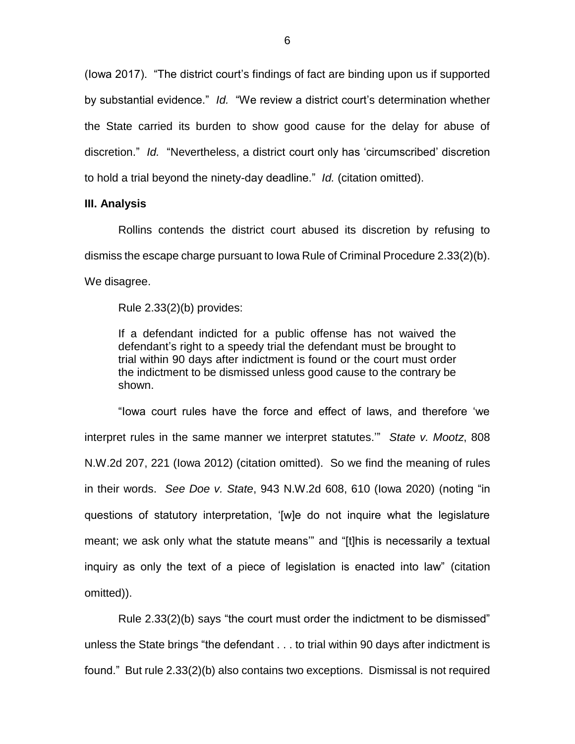(Iowa 2017). "The district court's findings of fact are binding upon us if supported by substantial evidence." *Id.* "We review a district court's determination whether the State carried its burden to show good cause for the delay for abuse of discretion." *Id.* "Nevertheless, a district court only has 'circumscribed' discretion to hold a trial beyond the ninety-day deadline." *Id.* (citation omitted).

**III. Analysis**

Rollins contends the district court abused its discretion by refusing to dismiss the escape charge pursuant to Iowa Rule of Criminal Procedure 2.33(2)(b). We disagree.

Rule 2.33(2)(b) provides:

> If a defendant indicted for a public offense has not waived the defendant's right to a speedy trial the defendant must be brought to trial within 90 days after indictment is found or the court must order the indictment to be dismissed unless good cause to the contrary be shown.

"Iowa court rules have the force and effect of laws, and therefore 'we interpret rules in the same manner we interpret statutes.'" *State v. Mootz*, 808 N.W.2d 207, 221 (Iowa 2012) (citation omitted). So we find the meaning of rules in their words. *See Doe v. State*, 943 N.W.2d 608, 610 (Iowa 2020) (noting "in questions of statutory interpretation, '[w]e do not inquire what the legislature meant; we ask only what the statute means'" and "[t]his is necessarily a textual inquiry as only the text of a piece of legislation is enacted into law" (citation omitted)).

Rule 2.33(2)(b) says "the court must order the indictment to be dismissed" unless the State brings "the defendant . . . to trial within 90 days after indictment is found." But rule 2.33(2)(b) also contains two exceptions. Dismissal is not required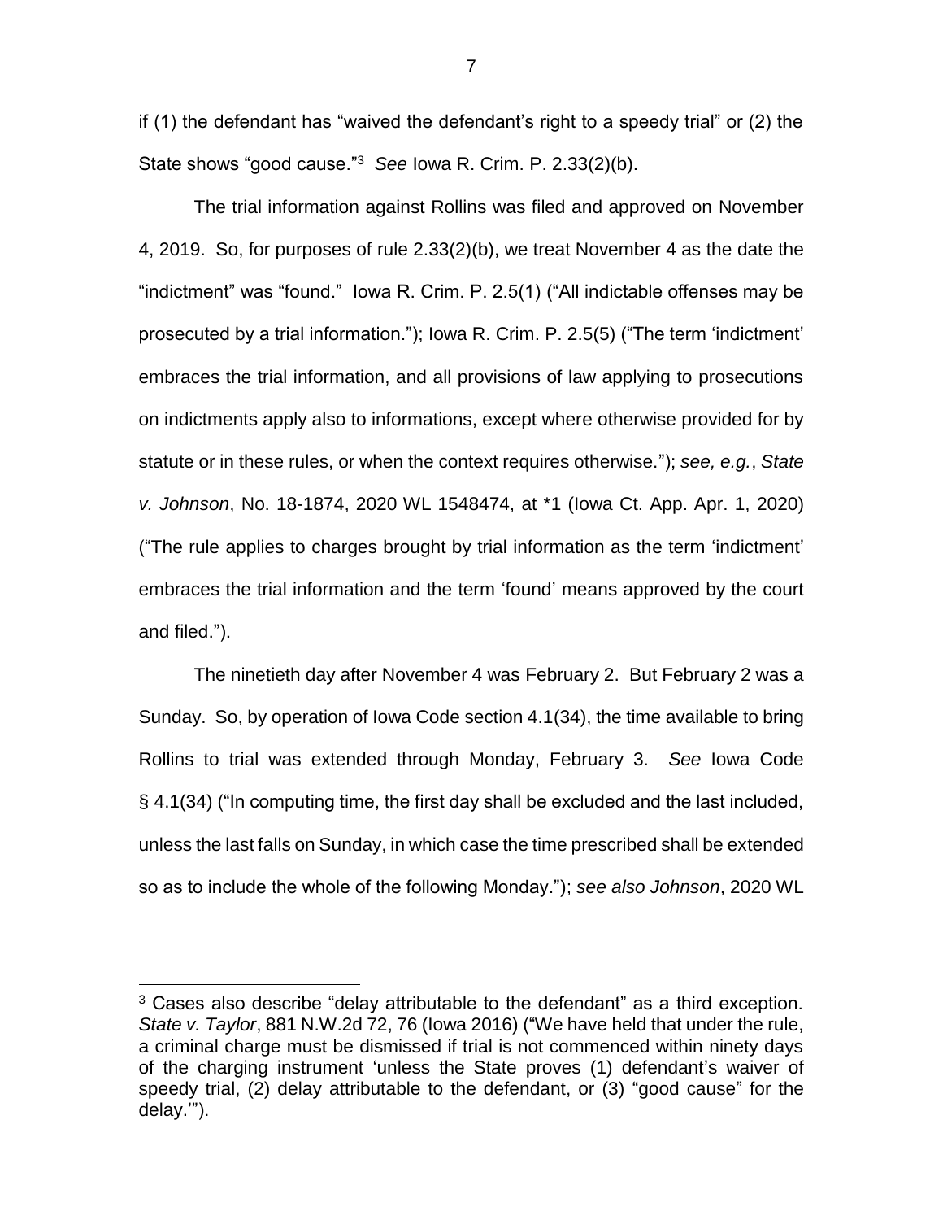if (1) the defendant has "waived the defendant's right to a speedy trial" or (2) the State shows "good cause."[3] *See* Iowa R. Crim. P. 2.33(2)(b).

The trial information against Rollins was filed and approved on November 4, 2019. So, for purposes of rule 2.33(2)(b), we treat November 4 as the date the "indictment" was "found." Iowa R. Crim. P. 2.5(1) ("All indictable offenses may be prosecuted by a trial information."); Iowa R. Crim. P. 2.5(5) ("The term 'indictment' embraces the trial information, and all provisions of law applying to prosecutions on indictments apply also to informations, except where otherwise provided for by statute or in these rules, or when the context requires otherwise."); *see, e.g.*, *State v. Johnson*, No. 18-1874, 2020 WL 1548474, at *1 (Iowa Ct. App. Apr. 1, 2020) ("The rule applies to charges brought by trial information as the term 'indictment' embraces the trial information and the term 'found' means approved by the court and filed.").

The ninetieth day after November 4 was February 2. But February 2 was a Sunday. So, by operation of Iowa Code section 4.1(34), the time available to bring Rollins to trial was extended through Monday, February 3. *See* Iowa Code § 4.1(34) ("In computing time, the first day shall be excluded and the last included, unless the last falls on Sunday, in which case the time prescribed shall be extended so as to include the whole of the following Monday."); *see also Johnson*, 2020 WL

---

[3] Cases also describe "delay attributable to the defendant" as a third exception. *State v. Taylor*, 881 N.W.2d 72, 76 (Iowa 2016) ("We have held that under the rule, a criminal charge must be dismissed if trial is not commenced within ninety days of the charging instrument 'unless the State proves (1) defendant's waiver of speedy trial, (2) delay attributable to the defendant, or (3) "good cause" for the delay.'").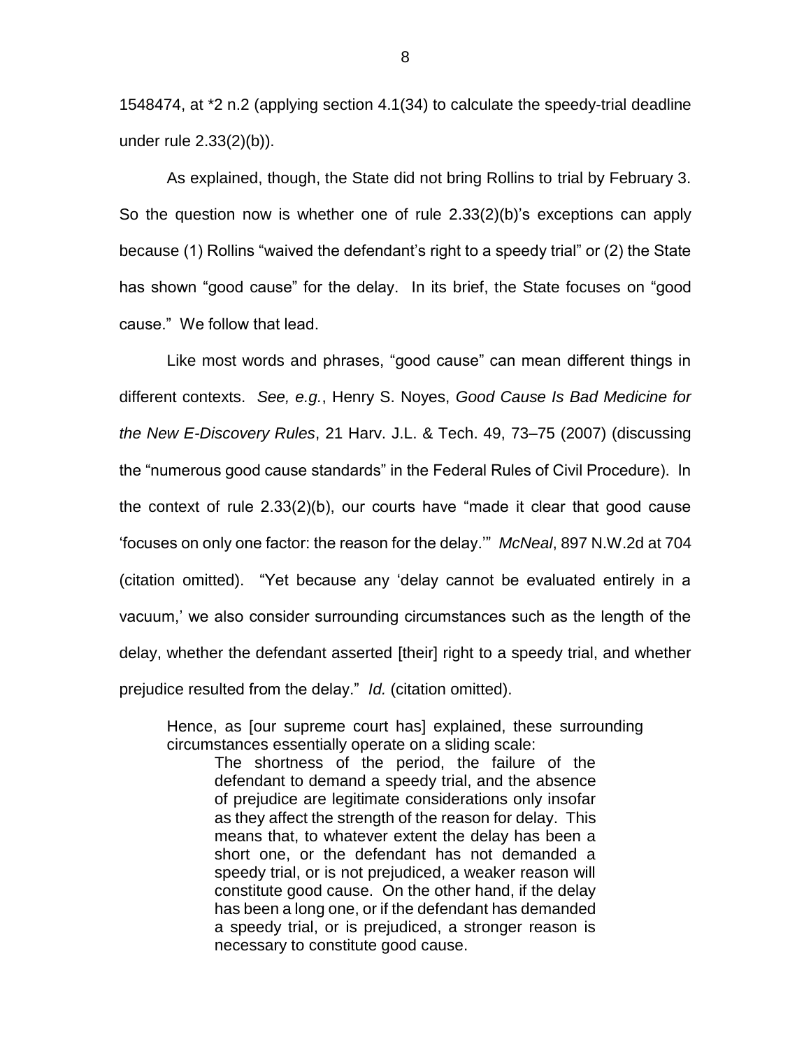1548474, at *2 n.2 (applying section 4.1(34) to calculate the speedy-trial deadline under rule 2.33(2)(b)).

As explained, though, the State did not bring Rollins to trial by February 3. So the question now is whether one of rule 2.33(2)(b)'s exceptions can apply because (1) Rollins "waived the defendant's right to a speedy trial" or (2) the State has shown "good cause" for the delay. In its brief, the State focuses on "good cause." We follow that lead.

Like most words and phrases, "good cause" can mean different things in different contexts. *See, e.g.*, Henry S. Noyes, *Good Cause Is Bad Medicine for the New E-Discovery Rules*, 21 Harv. J.L. & Tech. 49, 73–75 (2007) (discussing the "numerous good cause standards" in the Federal Rules of Civil Procedure). In the context of rule 2.33(2)(b), our courts have "made it clear that good cause 'focuses on only one factor: the reason for the delay.'" *McNeal*, 897 N.W.2d at 704 (citation omitted). "Yet because any 'delay cannot be evaluated entirely in a vacuum,' we also consider surrounding circumstances such as the length of the delay, whether the defendant asserted [their] right to a speedy trial, and whether prejudice resulted from the delay." *Id.* (citation omitted).

> Hence, as [our supreme court has] explained, these surrounding circumstances essentially operate on a sliding scale:
>
> > The shortness of the period, the failure of the defendant to demand a speedy trial, and the absence of prejudice are legitimate considerations only insofar as they affect the strength of the reason for delay. This means that, to whatever extent the delay has been a short one, or the defendant has not demanded a speedy trial, or is not prejudiced, a weaker reason will constitute good cause. On the other hand, if the delay has been a long one, or if the defendant has demanded a speedy trial, or is prejudiced, a stronger reason is necessary to constitute good cause.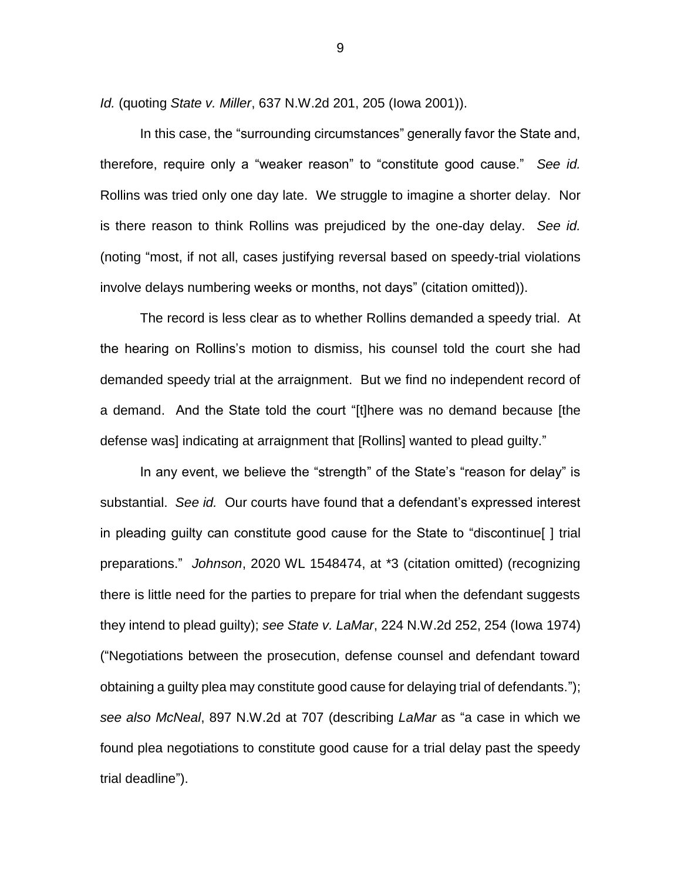*Id.* (quoting *State v. Miller*, 637 N.W.2d 201, 205 (Iowa 2001)).

In this case, the "surrounding circumstances" generally favor the State and, therefore, require only a "weaker reason" to "constitute good cause." *See id.* Rollins was tried only one day late. We struggle to imagine a shorter delay. Nor is there reason to think Rollins was prejudiced by the one-day delay. *See id.* (noting "most, if not all, cases justifying reversal based on speedy-trial violations involve delays numbering weeks or months, not days" (citation omitted)).

The record is less clear as to whether Rollins demanded a speedy trial. At the hearing on Rollins's motion to dismiss, his counsel told the court she had demanded speedy trial at the arraignment. But we find no independent record of a demand. And the State told the court "[t]here was no demand because [the defense was] indicating at arraignment that [Rollins] wanted to plead guilty."

In any event, we believe the "strength" of the State's "reason for delay" is substantial. *See id.* Our courts have found that a defendant's expressed interest in pleading guilty can constitute good cause for the State to "discontinue[ ] trial preparations." *Johnson*, 2020 WL 1548474, at *3 (citation omitted) (recognizing there is little need for the parties to prepare for trial when the defendant suggests they intend to plead guilty); *see State v. LaMar*, 224 N.W.2d 252, 254 (Iowa 1974) ("Negotiations between the prosecution, defense counsel and defendant toward obtaining a guilty plea may constitute good cause for delaying trial of defendants."); *see also McNeal*, 897 N.W.2d at 707 (describing *LaMar* as "a case in which we found plea negotiations to constitute good cause for a trial delay past the speedy trial deadline").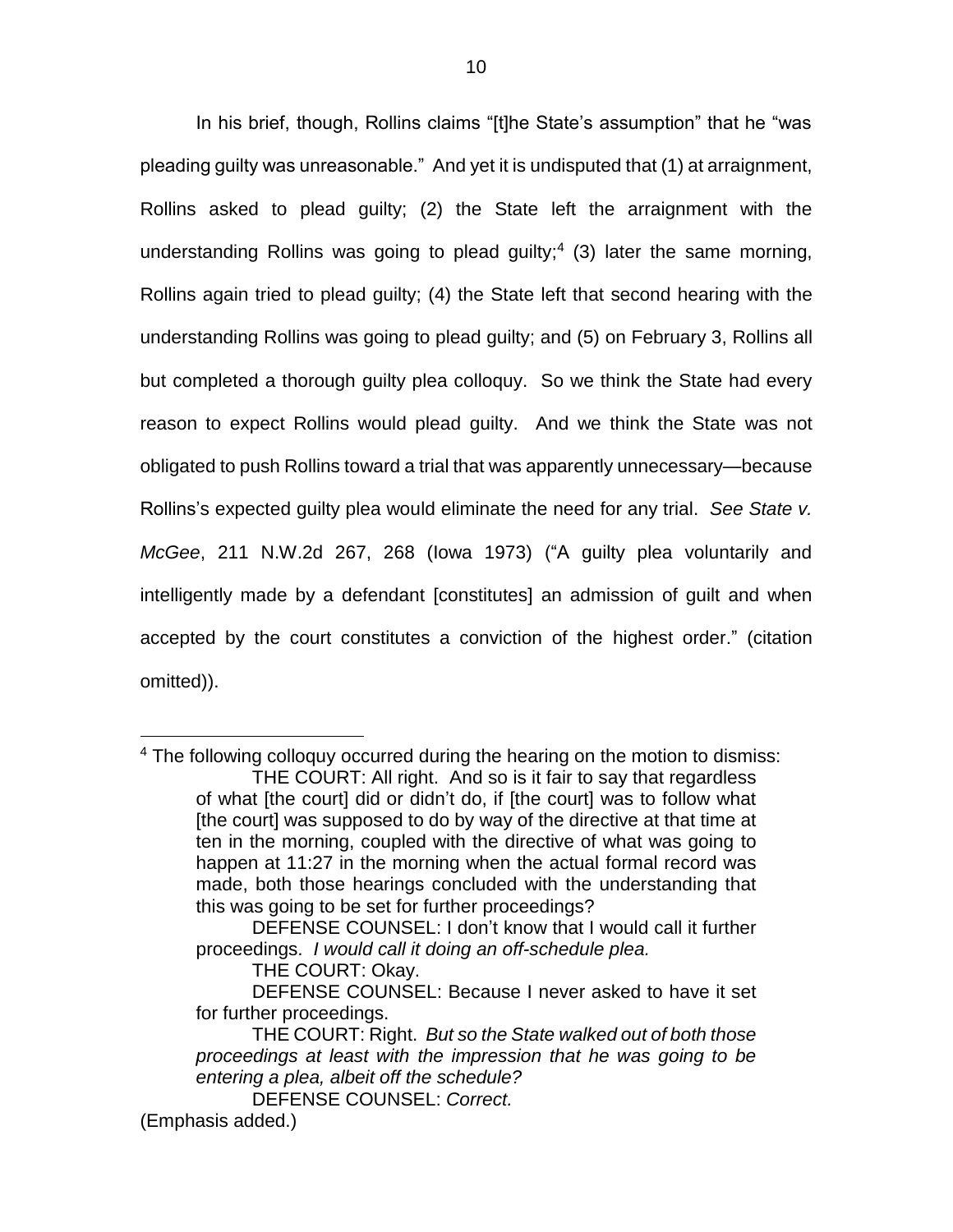In his brief, though, Rollins claims "[t]he State's assumption" that he "was pleading guilty was unreasonable." And yet it is undisputed that (1) at arraignment, Rollins asked to plead guilty; (2) the State left the arraignment with the understanding Rollins was going to plead guilty;[4] (3) later the same morning, Rollins again tried to plead guilty; (4) the State left that second hearing with the understanding Rollins was going to plead guilty; and (5) on February 3, Rollins all but completed a thorough guilty plea colloquy. So we think the State had every reason to expect Rollins would plead guilty. And we think the State was not obligated to push Rollins toward a trial that was apparently unnecessary—because Rollins's expected guilty plea would eliminate the need for any trial. *See State v. McGee*, 211 N.W.2d 267, 268 (Iowa 1973) ("A guilty plea voluntarily and intelligently made by a defendant [constitutes] an admission of guilt and when accepted by the court constitutes a conviction of the highest order." (citation omitted)).

---

[4] The following colloquy occurred during the hearing on the motion to dismiss:

> THE COURT: All right. And so is it fair to say that regardless of what [the court] did or didn't do, if [the court] was to follow what [the court] was supposed to do by way of the directive at that time at ten in the morning, coupled with the directive of what was going to happen at 11:27 in the morning when the actual formal record was made, both those hearings concluded with the understanding that this was going to be set for further proceedings?
>
> DEFENSE COUNSEL: I don't know that I would call it further proceedings. *I would call it doing an off-schedule plea.*
>
> THE COURT: Okay.
>
> DEFENSE COUNSEL: Because I never asked to have it set for further proceedings.
>
> THE COURT: Right. *But so the State walked out of both those proceedings at least with the impression that he was going to be entering a plea, albeit off the schedule?*
>
> DEFENSE COUNSEL: *Correct.*

(Emphasis added.)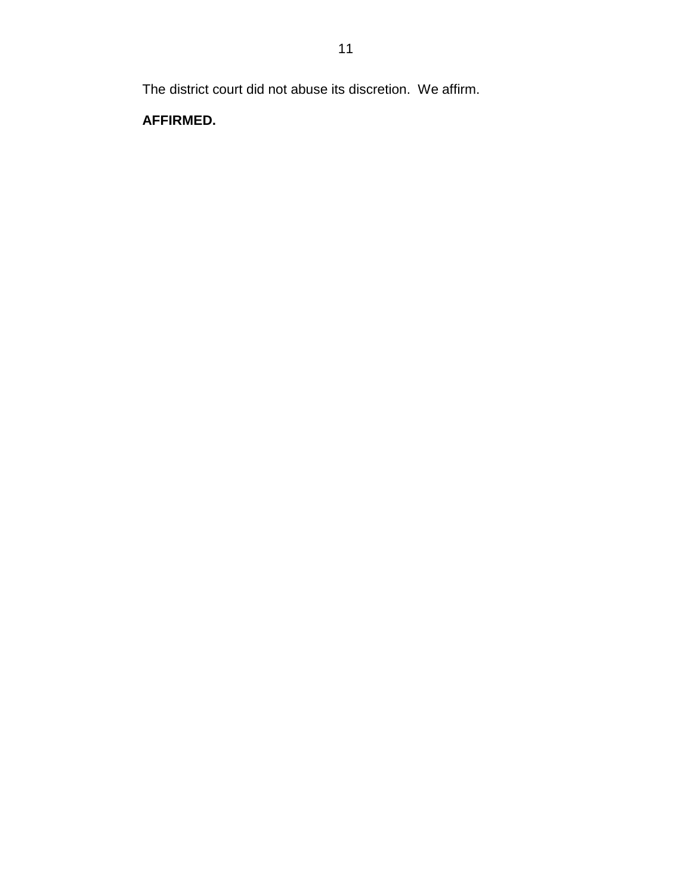The district court did not abuse its discretion. We affirm.

**AFFIRMED.**